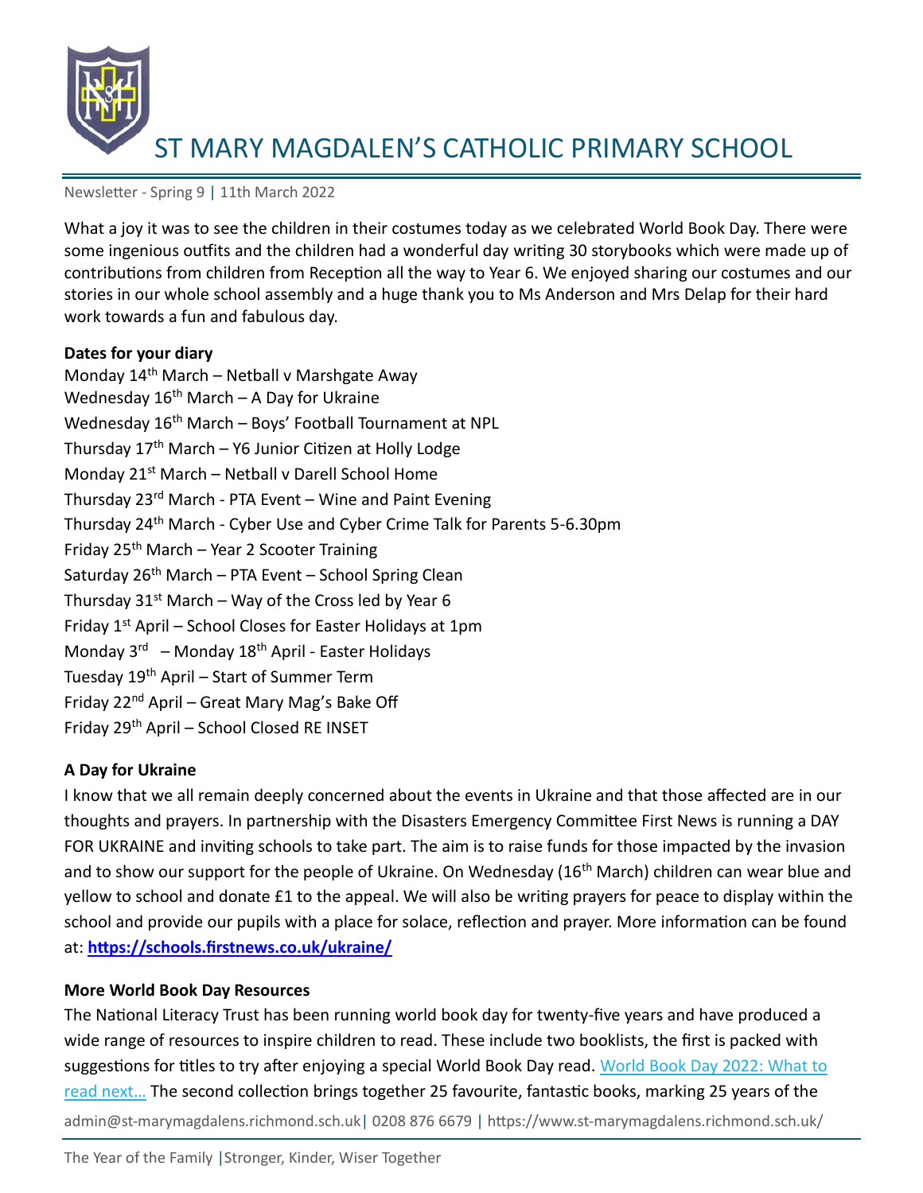# ST MARY MAGDALEN'S CATHOLIC PRIMARY SCHOOL

Newsletter - Spring 9 | 11th March 2022

What a joy it was to see the children in their costumes today as we celebrated World Book Day. There were some ingenious outfits and the children had a wonderful day writing 30 storybooks which were made up of contributions from children from Reception all the way to Year 6. We enjoyed sharing our costumes and our stories in our whole school assembly and a huge thank you to Ms Anderson and Mrs Delap for their hard work towards a fun and fabulous day.

**Dates for your diary**

Monday 14th March – Netball v Marshgate Away
Wednesday 16th March – A Day for Ukraine
Wednesday 16th March – Boys' Football Tournament at NPL
Thursday 17th March – Y6 Junior Citizen at Holly Lodge
Monday 21st March – Netball v Darell School Home
Thursday 23rd March - PTA Event – Wine and Paint Evening
Thursday 24th March - Cyber Use and Cyber Crime Talk for Parents 5-6.30pm
Friday 25th March – Year 2 Scooter Training
Saturday 26th March – PTA Event – School Spring Clean
Thursday 31st March – Way of the Cross led by Year 6
Friday 1st April – School Closes for Easter Holidays at 1pm
Monday 3rd – Monday 18th April - Easter Holidays
Tuesday 19th April – Start of Summer Term
Friday 22nd April – Great Mary Mag's Bake Off
Friday 29th April – School Closed RE INSET

**A Day for Ukraine**

I know that we all remain deeply concerned about the events in Ukraine and that those affected are in our thoughts and prayers. In partnership with the Disasters Emergency Committee First News is running a DAY FOR UKRAINE and inviting schools to take part. The aim is to raise funds for those impacted by the invasion and to show our support for the people of Ukraine. On Wednesday (16th March) children can wear blue and yellow to school and donate £1 to the appeal. We will also be writing prayers for peace to display within the school and provide our pupils with a place for solace, reflection and prayer. More information can be found at: **https://schools.firstnews.co.uk/ukraine/**

**More World Book Day Resources**

The National Literacy Trust has been running world book day for twenty-five years and have produced a wide range of resources to inspire children to read. These include two booklists, the first is packed with suggestions for titles to try after enjoying a special World Book Day read. World Book Day 2022: What to read next… The second collection brings together 25 favourite, fantastic books, marking 25 years of the

admin@st-marymagdalens.richmond.sch.uk | 0208 876 6679 | https://www.st-marymagdalens.richmond.sch.uk/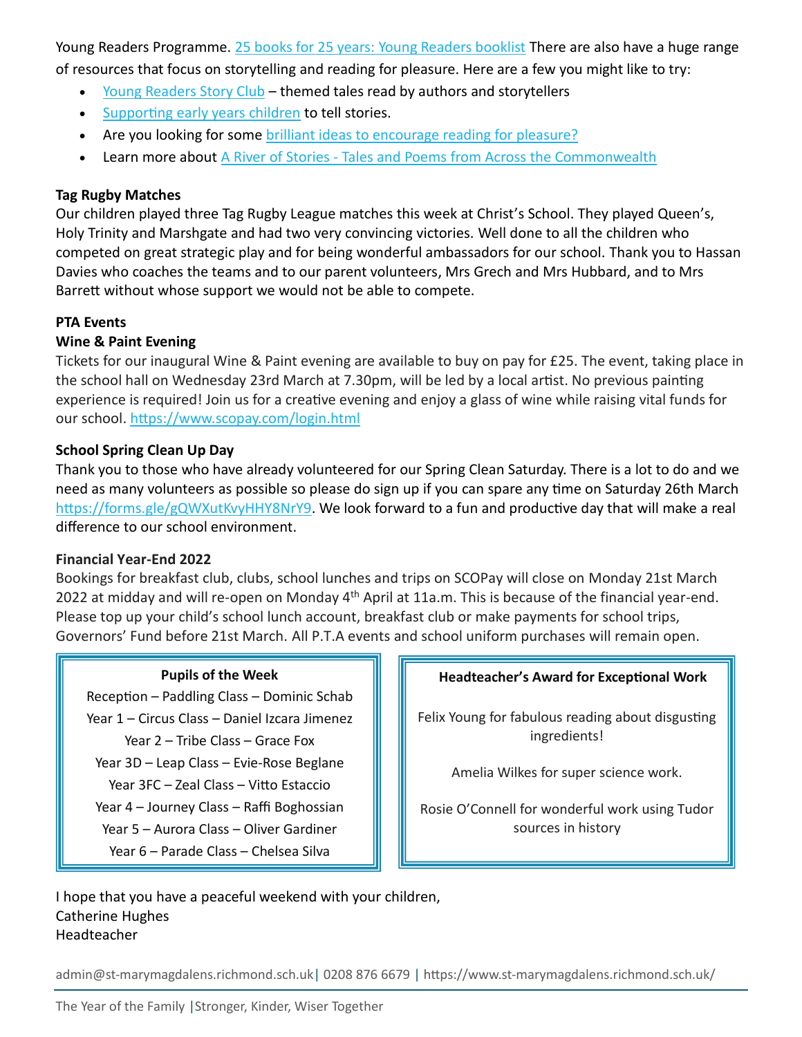Young Readers Programme. [25 books for 25 years: Young Readers booklist] There are also have a huge range of resources that focus on storytelling and reading for pleasure. Here are a few you might like to try:

- [Young Readers Story Club] – themed tales read by authors and storytellers
- [Supporting early years children] to tell stories.
- Are you looking for some [brilliant ideas to encourage reading for pleasure?]
- Learn more about [A River of Stories - Tales and Poems from Across the Commonwealth]

**Tag Rugby Matches**

Our children played three Tag Rugby League matches this week at Christ's School. They played Queen's, Holy Trinity and Marshgate and had two very convincing victories. Well done to all the children who competed on great strategic play and for being wonderful ambassadors for our school. Thank you to Hassan Davies who coaches the teams and to our parent volunteers, Mrs Grech and Mrs Hubbard, and to Mrs Barrett without whose support we would not be able to compete.

**PTA Events**

**Wine & Paint Evening**

Tickets for our inaugural Wine & Paint evening are available to buy on pay for £25. The event, taking place in the school hall on Wednesday 23rd March at 7.30pm, will be led by a local artist. No previous painting experience is required! Join us for a creative evening and enjoy a glass of wine while raising vital funds for our school. https://www.scopay.com/login.html

**School Spring Clean Up Day**

Thank you to those who have already volunteered for our Spring Clean Saturday. There is a lot to do and we need as many volunteers as possible so please do sign up if you can spare any time on Saturday 26th March https://forms.gle/gQWXutKvyHHY8NrY9. We look forward to a fun and productive day that will make a real difference to our school environment.

**Financial Year-End 2022**

Bookings for breakfast club, clubs, school lunches and trips on SCOPay will close on Monday 21st March 2022 at midday and will re-open on Monday 4th April at 11a.m. This is because of the financial year-end. Please top up your child's school lunch account, breakfast club or make payments for school trips, Governors' Fund before 21st March. All P.T.A events and school uniform purchases will remain open.

**Pupils of the Week**

Reception – Paddling Class – Dominic Schab
Year 1 – Circus Class – Daniel Izcara Jimenez
Year 2 – Tribe Class – Grace Fox
Year 3D – Leap Class – Evie-Rose Beglane
Year 3FC – Zeal Class – Vitto Estaccio
Year 4 – Journey Class – Raffi Boghossian
Year 5 – Aurora Class – Oliver Gardiner
Year 6 – Parade Class – Chelsea Silva

**Headteacher's Award for Exceptional Work**

Felix Young for fabulous reading about disgusting ingredients!

Amelia Wilkes for super science work.

Rosie O'Connell for wonderful work using Tudor sources in history

I hope that you have a peaceful weekend with your children,
Catherine Hughes
Headteacher

admin@st-marymagdalens.richmond.sch.uk | 0208 876 6679 | https://www.st-marymagdalens.richmond.sch.uk/

The Year of the Family | Stronger, Kinder, Wiser Together